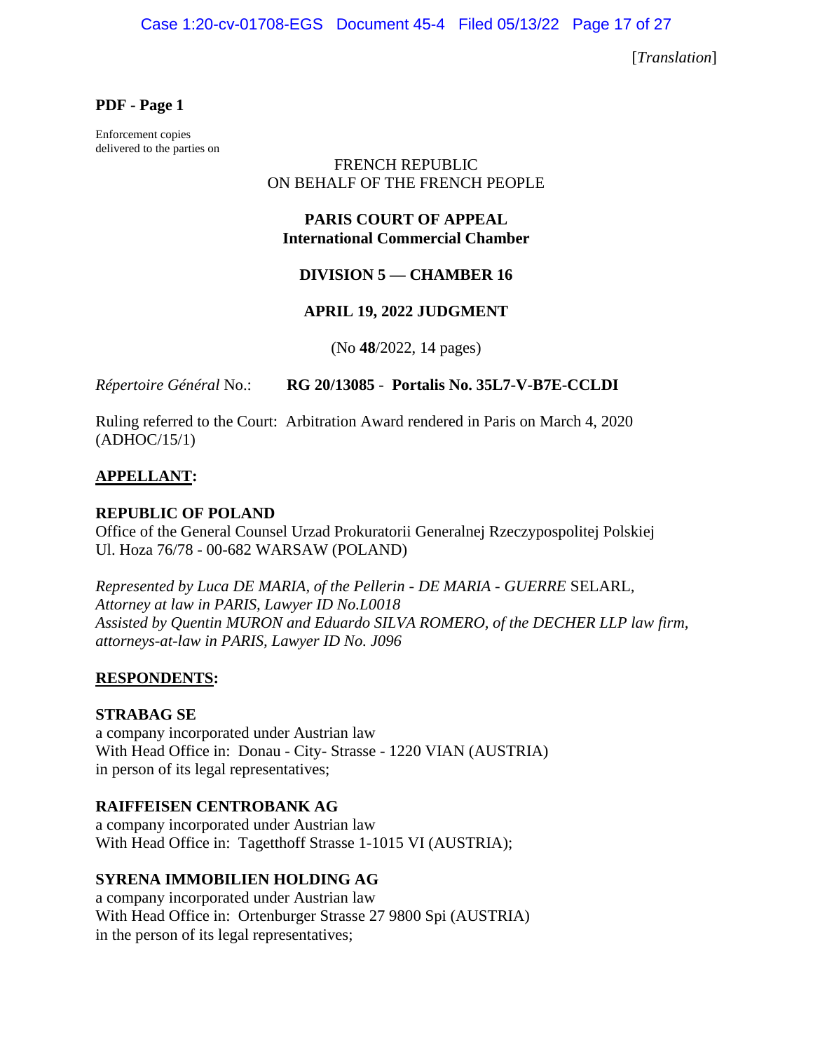[*Translation*]

**PDF - Page 1**

Enforcement copies
delivered to the parties on

FRENCH REPUBLIC
ON BEHALF OF THE FRENCH PEOPLE

**PARIS COURT OF APPEAL**
**International Commercial Chamber**

**DIVISION 5 — CHAMBER 16**

**APRIL 19, 2022 JUDGMENT**

(No **48**/2022, 14 pages)

*Répertoire Général* No.: **RG 20/13085** - **Portalis No. 35L7-V-B7E-CCLDI**

Ruling referred to the Court: Arbitration Award rendered in Paris on March 4, 2020 (ADHOC/15/1)

**APPELLANT:**

**REPUBLIC OF POLAND**
Office of the General Counsel Urzad Prokuratorii Generalnej Rzeczypospolitej Polskiej
Ul. Hoza 76/78 - 00-682 WARSAW (POLAND)

*Represented by Luca DE MARIA, of the Pellerin - DE MARIA - GUERRE* SELARL, *Attorney at law in PARIS, Lawyer ID No.L0018*
*Assisted by Quentin MURON and Eduardo SILVA ROMERO, of the DECHER LLP law firm, attorneys-at-law in PARIS, Lawyer ID No. J096*

**RESPONDENTS:**

**STRABAG SE**
a company incorporated under Austrian law
With Head Office in: Donau - City- Strasse - 1220 VIAN (AUSTRIA)
in person of its legal representatives;

**RAIFFEISEN CENTROBANK AG**
a company incorporated under Austrian law
With Head Office in: Tagetthoff Strasse 1-1015 VI (AUSTRIA);

**SYRENA IMMOBILIEN HOLDING AG**
a company incorporated under Austrian law
With Head Office in: Ortenburger Strasse 27 9800 Spi (AUSTRIA)
in the person of its legal representatives;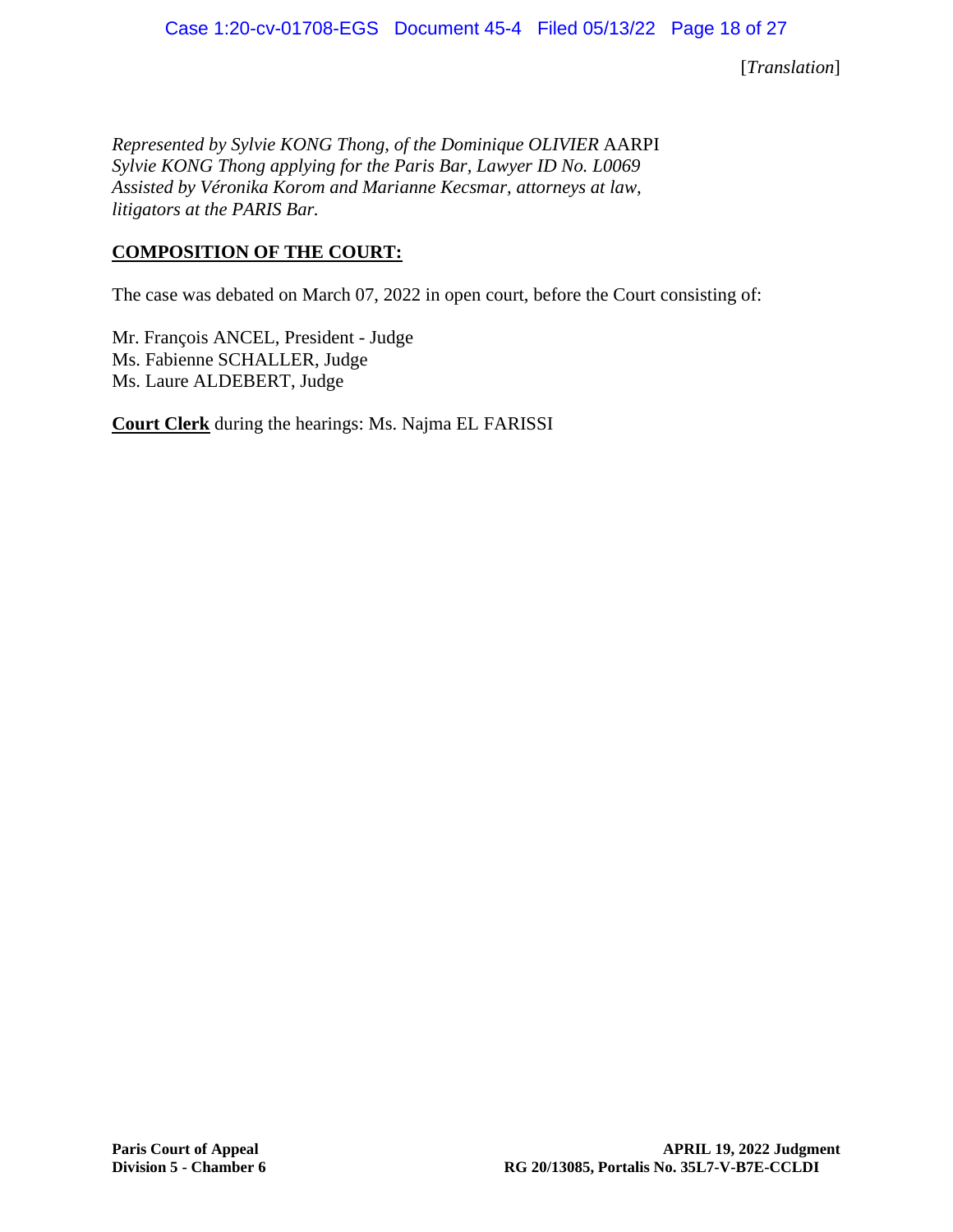[*Translation*]

*Represented by Sylvie KONG Thong, of the Dominique OLIVIER* AARPI
*Sylvie KONG Thong applying for the Paris Bar, Lawyer ID No. L0069*
*Assisted by Véronika Korom and Marianne Kecsmar, attorneys at law, litigators at the PARIS Bar.*

**COMPOSITION OF THE COURT:**

The case was debated on March 07, 2022 in open court, before the Court consisting of:

Mr. François ANCEL, President - Judge
Ms. Fabienne SCHALLER, Judge
Ms. Laure ALDEBERT, Judge

**Court Clerk** during the hearings: Ms. Najma EL FARISSI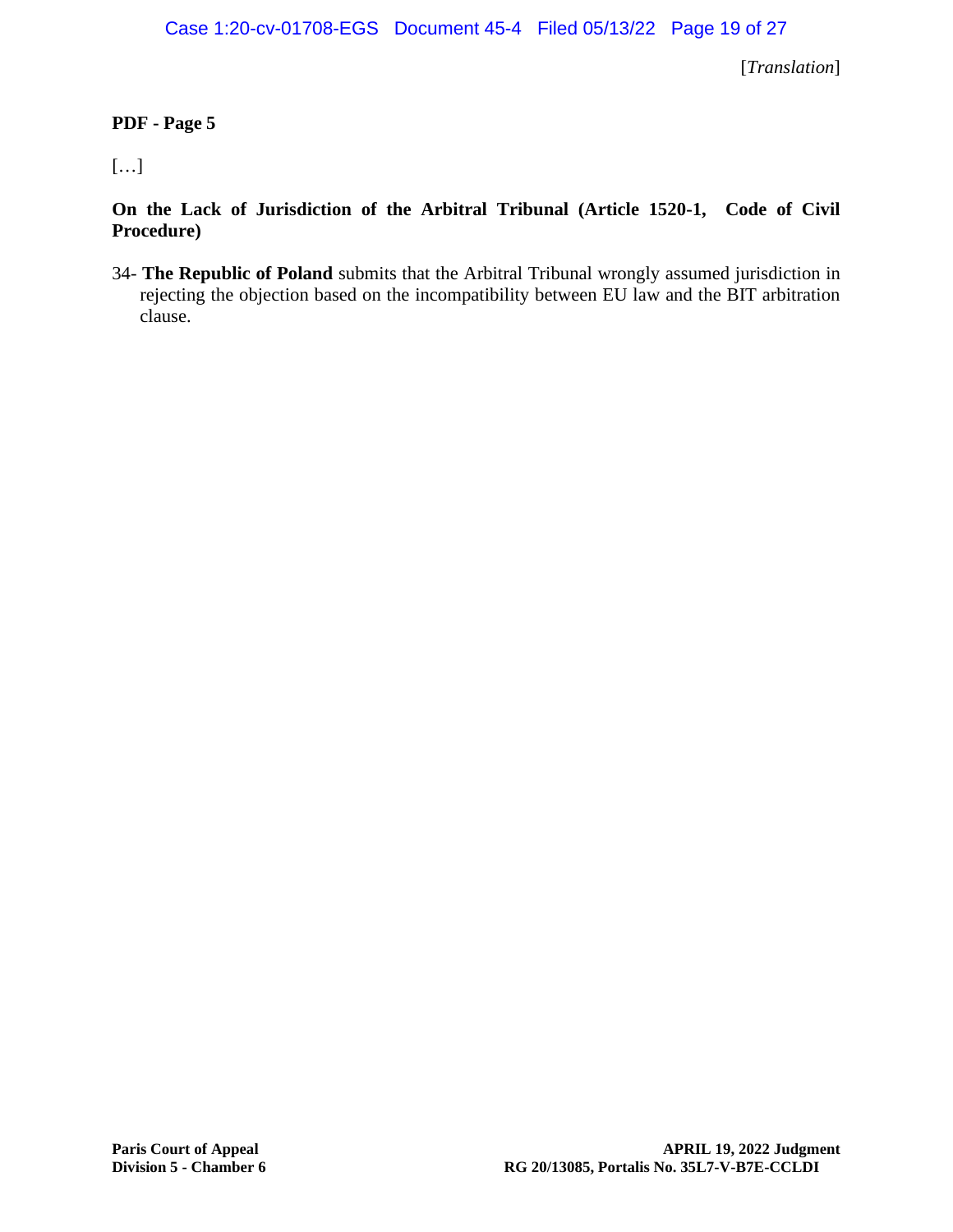[*Translation*]

**PDF - Page 5**

[…]

**On the Lack of Jurisdiction of the Arbitral Tribunal (Article 1520-1, Code of Civil Procedure)**

34- **The Republic of Poland** submits that the Arbitral Tribunal wrongly assumed jurisdiction in rejecting the objection based on the incompatibility between EU law and the BIT arbitration clause.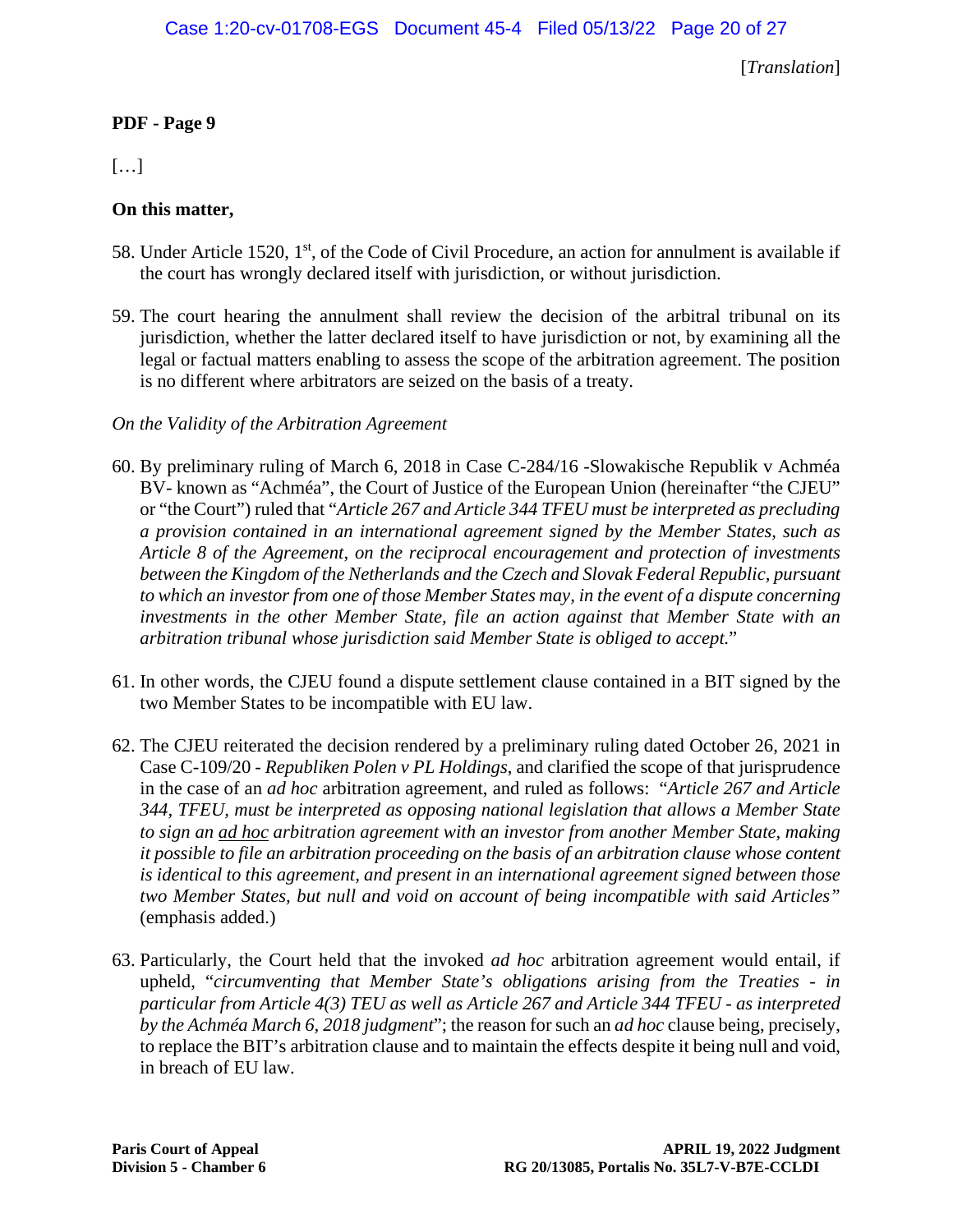[*Translation*]

**PDF - Page 9**

[…]

**On this matter,**

58. Under Article 1520, 1st, of the Code of Civil Procedure, an action for annulment is available if the court has wrongly declared itself with jurisdiction, or without jurisdiction.

59. The court hearing the annulment shall review the decision of the arbitral tribunal on its jurisdiction, whether the latter declared itself to have jurisdiction or not, by examining all the legal or factual matters enabling to assess the scope of the arbitration agreement. The position is no different where arbitrators are seized on the basis of a treaty.

*On the Validity of the Arbitration Agreement*

60. By preliminary ruling of March 6, 2018 in Case C-284/16 -Slowakische Republik v Achméa BV- known as "Achméa", the Court of Justice of the European Union (hereinafter "the CJEU" or "the Court") ruled that "*Article 267 and Article 344 TFEU must be interpreted as precluding a provision contained in an international agreement signed by the Member States, such as Article 8 of the Agreement, on the reciprocal encouragement and protection of investments between the Kingdom of the Netherlands and the Czech and Slovak Federal Republic, pursuant to which an investor from one of those Member States may, in the event of a dispute concerning investments in the other Member State, file an action against that Member State with an arbitration tribunal whose jurisdiction said Member State is obliged to accept.*"

61. In other words, the CJEU found a dispute settlement clause contained in a BIT signed by the two Member States to be incompatible with EU law.

62. The CJEU reiterated the decision rendered by a preliminary ruling dated October 26, 2021 in Case C-109/20 - *Republiken Polen v PL Holdings*, and clarified the scope of that jurisprudence in the case of an *ad hoc* arbitration agreement, and ruled as follows: "*Article 267 and Article 344, TFEU, must be interpreted as opposing national legislation that allows a Member State to sign an ad hoc arbitration agreement with an investor from another Member State, making it possible to file an arbitration proceeding on the basis of an arbitration clause whose content is identical to this agreement, and present in an international agreement signed between those two Member States, but null and void on account of being incompatible with said Articles*" (emphasis added.)

63. Particularly, the Court held that the invoked *ad hoc* arbitration agreement would entail, if upheld, "*circumventing that Member State's obligations arising from the Treaties - in particular from Article 4(3) TEU as well as Article 267 and Article 344 TFEU - as interpreted by the Achméa March 6, 2018 judgment*"; the reason for such an *ad hoc* clause being, precisely, to replace the BIT's arbitration clause and to maintain the effects despite it being null and void, in breach of EU law.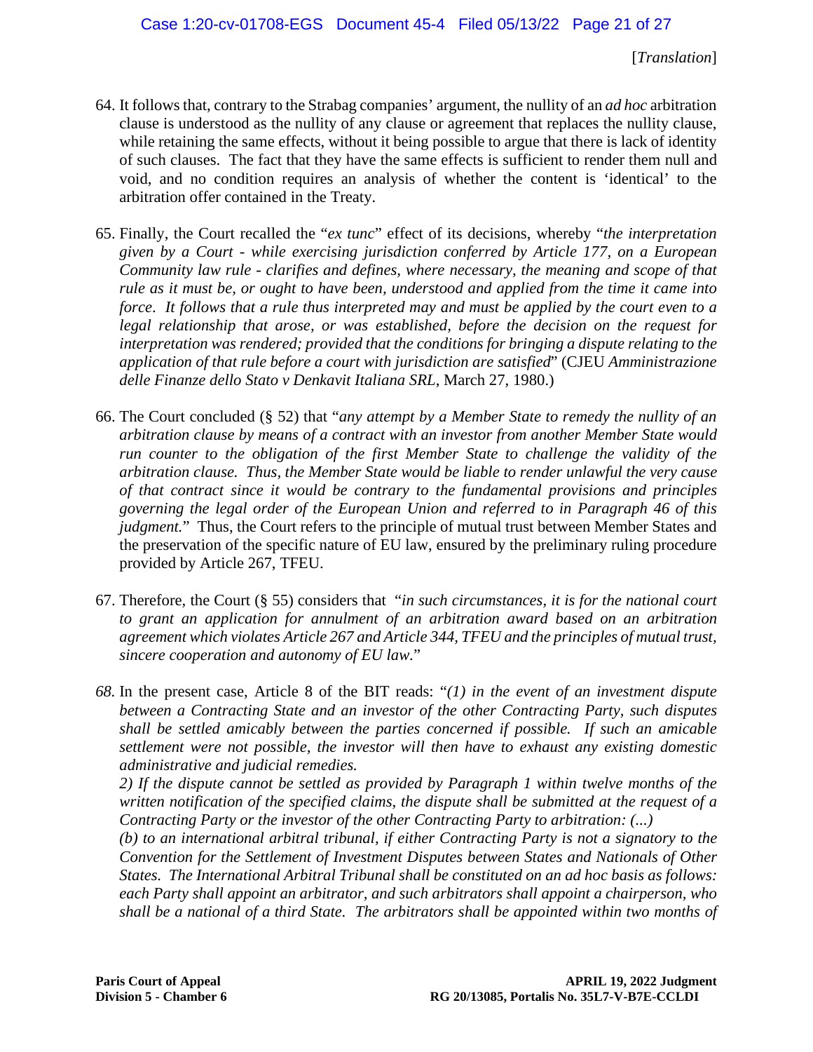[*Translation*]

64. It follows that, contrary to the Strabag companies' argument, the nullity of an *ad hoc* arbitration clause is understood as the nullity of any clause or agreement that replaces the nullity clause, while retaining the same effects, without it being possible to argue that there is lack of identity of such clauses. The fact that they have the same effects is sufficient to render them null and void, and no condition requires an analysis of whether the content is 'identical' to the arbitration offer contained in the Treaty.

65. Finally, the Court recalled the "*ex tunc*" effect of its decisions, whereby "*the interpretation given by a Court - while exercising jurisdiction conferred by Article 177, on a European Community law rule - clarifies and defines, where necessary, the meaning and scope of that rule as it must be, or ought to have been, understood and applied from the time it came into force. It follows that a rule thus interpreted may and must be applied by the court even to a legal relationship that arose, or was established, before the decision on the request for interpretation was rendered; provided that the conditions for bringing a dispute relating to the application of that rule before a court with jurisdiction are satisfied*" (CJEU *Amministrazione delle Finanze dello Stato v Denkavit Italiana SRL*, March 27, 1980.)

66. The Court concluded (§ 52) that "*any attempt by a Member State to remedy the nullity of an arbitration clause by means of a contract with an investor from another Member State would run counter to the obligation of the first Member State to challenge the validity of the arbitration clause. Thus, the Member State would be liable to render unlawful the very cause of that contract since it would be contrary to the fundamental provisions and principles governing the legal order of the European Union and referred to in Paragraph 46 of this judgment.*" Thus, the Court refers to the principle of mutual trust between Member States and the preservation of the specific nature of EU law, ensured by the preliminary ruling procedure provided by Article 267, TFEU.

67. Therefore, the Court (§ 55) considers that "*in such circumstances, it is for the national court to grant an application for annulment of an arbitration award based on an arbitration agreement which violates Article 267 and Article 344, TFEU and the principles of mutual trust, sincere cooperation and autonomy of EU law.*"

*68.* In the present case, Article 8 of the BIT reads: "*(1) in the event of an investment dispute between a Contracting State and an investor of the other Contracting Party, such disputes shall be settled amicably between the parties concerned if possible. If such an amicable settlement were not possible, the investor will then have to exhaust any existing domestic administrative and judicial remedies.*

*2) If the dispute cannot be settled as provided by Paragraph 1 within twelve months of the written notification of the specified claims, the dispute shall be submitted at the request of a Contracting Party or the investor of the other Contracting Party to arbitration: (...)*

*(b) to an international arbitral tribunal, if either Contracting Party is not a signatory to the Convention for the Settlement of Investment Disputes between States and Nationals of Other States. The International Arbitral Tribunal shall be constituted on an ad hoc basis as follows: each Party shall appoint an arbitrator, and such arbitrators shall appoint a chairperson, who shall be a national of a third State. The arbitrators shall be appointed within two months of*

**Paris Court of Appeal**
**Division 5 - Chamber 6**

**APRIL 19, 2022 Judgment**
**RG 20/13085, Portalis No. 35L7-V-B7E-CCLDI**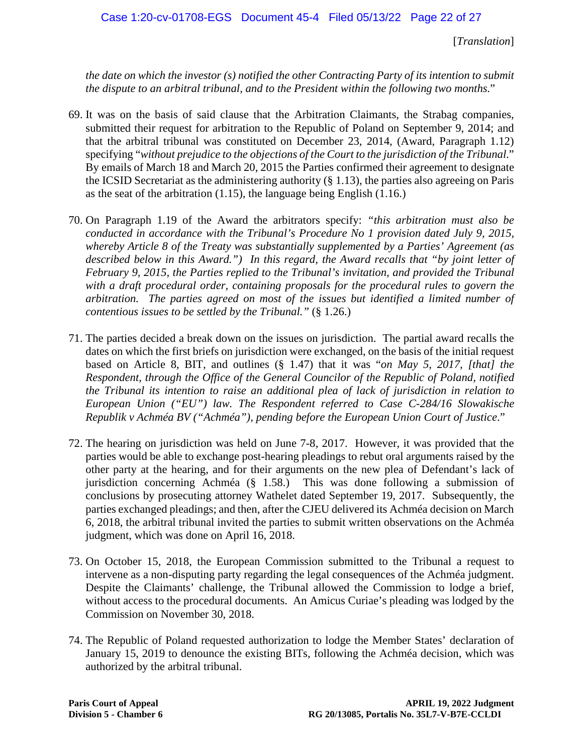[*Translation*]

*the date on which the investor (s) notified the other Contracting Party of its intention to submit the dispute to an arbitral tribunal, and to the President within the following two months.*"

69. It was on the basis of said clause that the Arbitration Claimants, the Strabag companies, submitted their request for arbitration to the Republic of Poland on September 9, 2014; and that the arbitral tribunal was constituted on December 23, 2014, (Award, Paragraph 1.12) specifying "*without prejudice to the objections of the Court to the jurisdiction of the Tribunal.*" By emails of March 18 and March 20, 2015 the Parties confirmed their agreement to designate the ICSID Secretariat as the administering authority (§ 1.13), the parties also agreeing on Paris as the seat of the arbitration (1.15), the language being English (1.16.)

70. On Paragraph 1.19 of the Award the arbitrators specify: "*this arbitration must also be conducted in accordance with the Tribunal's Procedure No 1 provision dated July 9, 2015, whereby Article 8 of the Treaty was substantially supplemented by a Parties' Agreement (as described below in this Award.") In this regard, the Award recalls that "by joint letter of February 9, 2015, the Parties replied to the Tribunal's invitation, and provided the Tribunal with a draft procedural order, containing proposals for the procedural rules to govern the arbitration. The parties agreed on most of the issues but identified a limited number of contentious issues to be settled by the Tribunal."* (§ 1.26.)

71. The parties decided a break down on the issues on jurisdiction. The partial award recalls the dates on which the first briefs on jurisdiction were exchanged, on the basis of the initial request based on Article 8, BIT, and outlines (§ 1.47) that it was "*on May 5, 2017, [that] the Respondent, through the Office of the General Councilor of the Republic of Poland, notified the Tribunal its intention to raise an additional plea of lack of jurisdiction in relation to European Union ("EU") law. The Respondent referred to Case C-284/16 Slowakische Republik v Achméa BV ("Achméa"), pending before the European Union Court of Justice*."

72. The hearing on jurisdiction was held on June 7-8, 2017. However, it was provided that the parties would be able to exchange post-hearing pleadings to rebut oral arguments raised by the other party at the hearing, and for their arguments on the new plea of Defendant's lack of jurisdiction concerning Achméa (§ 1.58.) This was done following a submission of conclusions by prosecuting attorney Wathelet dated September 19, 2017. Subsequently, the parties exchanged pleadings; and then, after the CJEU delivered its Achméa decision on March 6, 2018, the arbitral tribunal invited the parties to submit written observations on the Achméa judgment, which was done on April 16, 2018.

73. On October 15, 2018, the European Commission submitted to the Tribunal a request to intervene as a non-disputing party regarding the legal consequences of the Achméa judgment. Despite the Claimants' challenge, the Tribunal allowed the Commission to lodge a brief, without access to the procedural documents. An Amicus Curiae's pleading was lodged by the Commission on November 30, 2018.

74. The Republic of Poland requested authorization to lodge the Member States' declaration of January 15, 2019 to denounce the existing BITs, following the Achméa decision, which was authorized by the arbitral tribunal.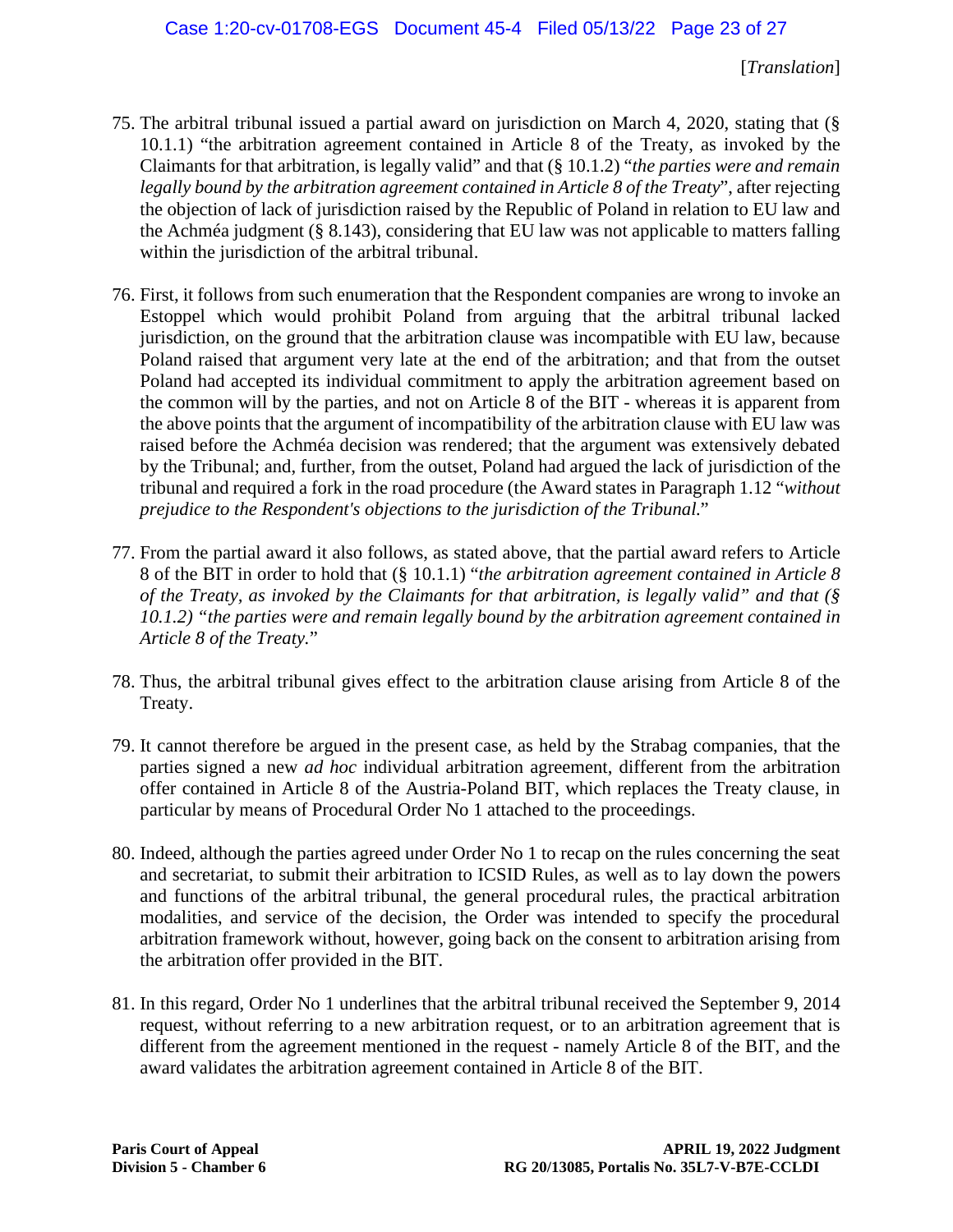[*Translation*]

75. The arbitral tribunal issued a partial award on jurisdiction on March 4, 2020, stating that (§ 10.1.1) "the arbitration agreement contained in Article 8 of the Treaty, as invoked by the Claimants for that arbitration, is legally valid" and that (§ 10.1.2) "*the parties were and remain legally bound by the arbitration agreement contained in Article 8 of the Treaty*", after rejecting the objection of lack of jurisdiction raised by the Republic of Poland in relation to EU law and the Achméa judgment (§ 8.143), considering that EU law was not applicable to matters falling within the jurisdiction of the arbitral tribunal.

76. First, it follows from such enumeration that the Respondent companies are wrong to invoke an Estoppel which would prohibit Poland from arguing that the arbitral tribunal lacked jurisdiction, on the ground that the arbitration clause was incompatible with EU law, because Poland raised that argument very late at the end of the arbitration; and that from the outset Poland had accepted its individual commitment to apply the arbitration agreement based on the common will by the parties, and not on Article 8 of the BIT - whereas it is apparent from the above points that the argument of incompatibility of the arbitration clause with EU law was raised before the Achméa decision was rendered; that the argument was extensively debated by the Tribunal; and, further, from the outset, Poland had argued the lack of jurisdiction of the tribunal and required a fork in the road procedure (the Award states in Paragraph 1.12 "*without prejudice to the Respondent's objections to the jurisdiction of the Tribunal.*"

77. From the partial award it also follows, as stated above, that the partial award refers to Article 8 of the BIT in order to hold that (§ 10.1.1) "*the arbitration agreement contained in Article 8 of the Treaty, as invoked by the Claimants for that arbitration, is legally valid" and that (§ 10.1.2) "the parties were and remain legally bound by the arbitration agreement contained in Article 8 of the Treaty.*"

78. Thus, the arbitral tribunal gives effect to the arbitration clause arising from Article 8 of the Treaty.

79. It cannot therefore be argued in the present case, as held by the Strabag companies, that the parties signed a new *ad hoc* individual arbitration agreement, different from the arbitration offer contained in Article 8 of the Austria-Poland BIT, which replaces the Treaty clause, in particular by means of Procedural Order No 1 attached to the proceedings.

80. Indeed, although the parties agreed under Order No 1 to recap on the rules concerning the seat and secretariat, to submit their arbitration to ICSID Rules, as well as to lay down the powers and functions of the arbitral tribunal, the general procedural rules, the practical arbitration modalities, and service of the decision, the Order was intended to specify the procedural arbitration framework without, however, going back on the consent to arbitration arising from the arbitration offer provided in the BIT.

81. In this regard, Order No 1 underlines that the arbitral tribunal received the September 9, 2014 request, without referring to a new arbitration request, or to an arbitration agreement that is different from the agreement mentioned in the request - namely Article 8 of the BIT, and the award validates the arbitration agreement contained in Article 8 of the BIT.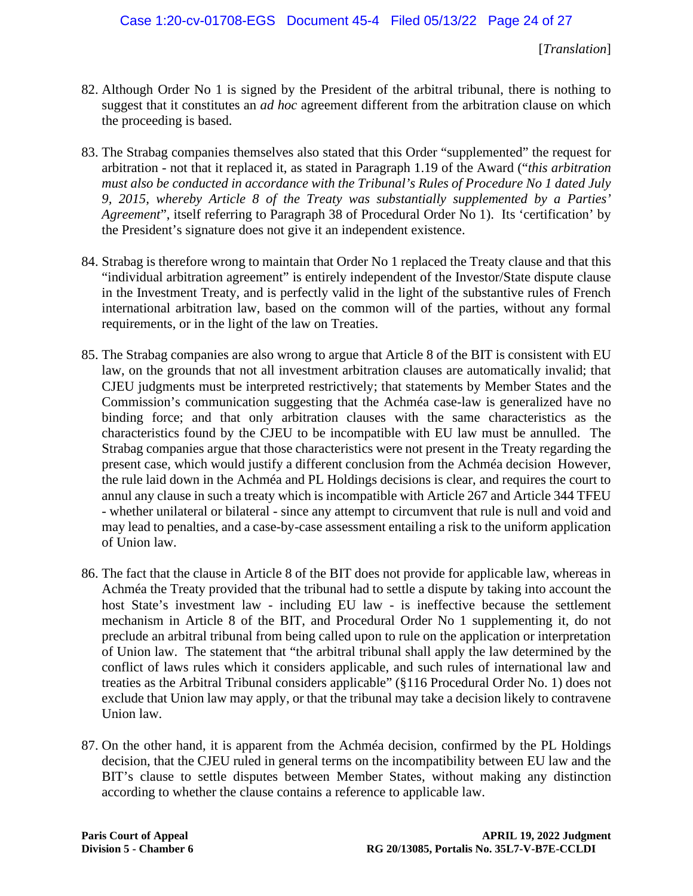[*Translation*]

82. Although Order No 1 is signed by the President of the arbitral tribunal, there is nothing to suggest that it constitutes an *ad hoc* agreement different from the arbitration clause on which the proceeding is based.

83. The Strabag companies themselves also stated that this Order "supplemented" the request for arbitration - not that it replaced it, as stated in Paragraph 1.19 of the Award ("*this arbitration must also be conducted in accordance with the Tribunal's Rules of Procedure No 1 dated July 9, 2015, whereby Article 8 of the Treaty was substantially supplemented by a Parties' Agreement*", itself referring to Paragraph 38 of Procedural Order No 1). Its 'certification' by the President's signature does not give it an independent existence.

84. Strabag is therefore wrong to maintain that Order No 1 replaced the Treaty clause and that this "individual arbitration agreement" is entirely independent of the Investor/State dispute clause in the Investment Treaty, and is perfectly valid in the light of the substantive rules of French international arbitration law, based on the common will of the parties, without any formal requirements, or in the light of the law on Treaties.

85. The Strabag companies are also wrong to argue that Article 8 of the BIT is consistent with EU law, on the grounds that not all investment arbitration clauses are automatically invalid; that CJEU judgments must be interpreted restrictively; that statements by Member States and the Commission's communication suggesting that the Achméa case-law is generalized have no binding force; and that only arbitration clauses with the same characteristics as the characteristics found by the CJEU to be incompatible with EU law must be annulled. The Strabag companies argue that those characteristics were not present in the Treaty regarding the present case, which would justify a different conclusion from the Achméa decision However, the rule laid down in the Achméa and PL Holdings decisions is clear, and requires the court to annul any clause in such a treaty which is incompatible with Article 267 and Article 344 TFEU - whether unilateral or bilateral - since any attempt to circumvent that rule is null and void and may lead to penalties, and a case-by-case assessment entailing a risk to the uniform application of Union law.

86. The fact that the clause in Article 8 of the BIT does not provide for applicable law, whereas in Achméa the Treaty provided that the tribunal had to settle a dispute by taking into account the host State's investment law - including EU law - is ineffective because the settlement mechanism in Article 8 of the BIT, and Procedural Order No 1 supplementing it, do not preclude an arbitral tribunal from being called upon to rule on the application or interpretation of Union law. The statement that "the arbitral tribunal shall apply the law determined by the conflict of laws rules which it considers applicable, and such rules of international law and treaties as the Arbitral Tribunal considers applicable" (§116 Procedural Order No. 1) does not exclude that Union law may apply, or that the tribunal may take a decision likely to contravene Union law.

87. On the other hand, it is apparent from the Achméa decision, confirmed by the PL Holdings decision, that the CJEU ruled in general terms on the incompatibility between EU law and the BIT's clause to settle disputes between Member States, without making any distinction according to whether the clause contains a reference to applicable law.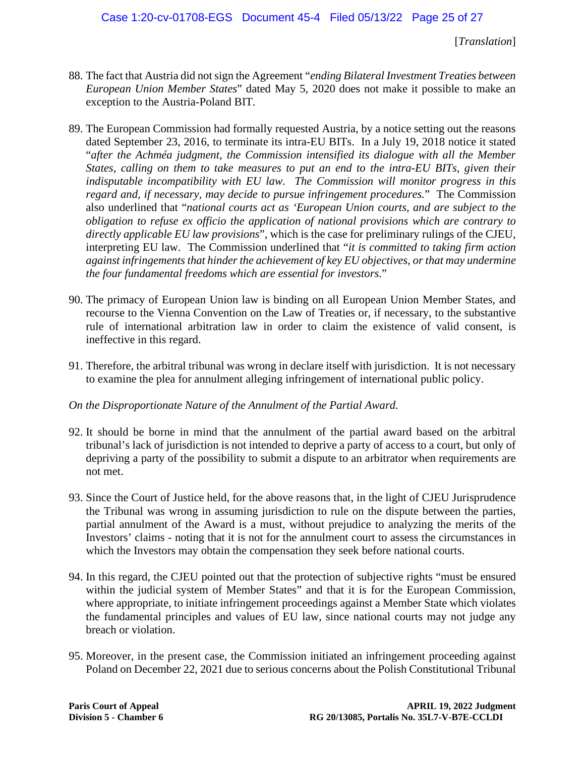[*Translation*]

88. The fact that Austria did not sign the Agreement "*ending Bilateral Investment Treaties between European Union Member States*" dated May 5, 2020 does not make it possible to make an exception to the Austria-Poland BIT.

89. The European Commission had formally requested Austria, by a notice setting out the reasons dated September 23, 2016, to terminate its intra-EU BITs. In a July 19, 2018 notice it stated "*after the Achméa judgment, the Commission intensified its dialogue with all the Member States, calling on them to take measures to put an end to the intra-EU BITs, given their indisputable incompatibility with EU law. The Commission will monitor progress in this regard and, if necessary, may decide to pursue infringement procedures.*" The Commission also underlined that "*national courts act as 'European Union courts, and are subject to the obligation to refuse ex officio the application of national provisions which are contrary to directly applicable EU law provisions*", which is the case for preliminary rulings of the CJEU, interpreting EU law. The Commission underlined that "*it is committed to taking firm action against infringements that hinder the achievement of key EU objectives, or that may undermine the four fundamental freedoms which are essential for investors.*"

90. The primacy of European Union law is binding on all European Union Member States, and recourse to the Vienna Convention on the Law of Treaties or, if necessary, to the substantive rule of international arbitration law in order to claim the existence of valid consent, is ineffective in this regard.

91. Therefore, the arbitral tribunal was wrong in declare itself with jurisdiction. It is not necessary to examine the plea for annulment alleging infringement of international public policy.

*On the Disproportionate Nature of the Annulment of the Partial Award.*

92. It should be borne in mind that the annulment of the partial award based on the arbitral tribunal's lack of jurisdiction is not intended to deprive a party of access to a court, but only of depriving a party of the possibility to submit a dispute to an arbitrator when requirements are not met.

93. Since the Court of Justice held, for the above reasons that, in the light of CJEU Jurisprudence the Tribunal was wrong in assuming jurisdiction to rule on the dispute between the parties, partial annulment of the Award is a must, without prejudice to analyzing the merits of the Investors' claims - noting that it is not for the annulment court to assess the circumstances in which the Investors may obtain the compensation they seek before national courts.

94. In this regard, the CJEU pointed out that the protection of subjective rights "must be ensured within the judicial system of Member States" and that it is for the European Commission, where appropriate, to initiate infringement proceedings against a Member State which violates the fundamental principles and values of EU law, since national courts may not judge any breach or violation.

95. Moreover, in the present case, the Commission initiated an infringement proceeding against Poland on December 22, 2021 due to serious concerns about the Polish Constitutional Tribunal

**Paris Court of Appeal**
**Division 5 - Chamber 6**

**APRIL 19, 2022 Judgment**
**RG 20/13085, Portalis No. 35L7-V-B7E-CCLDI**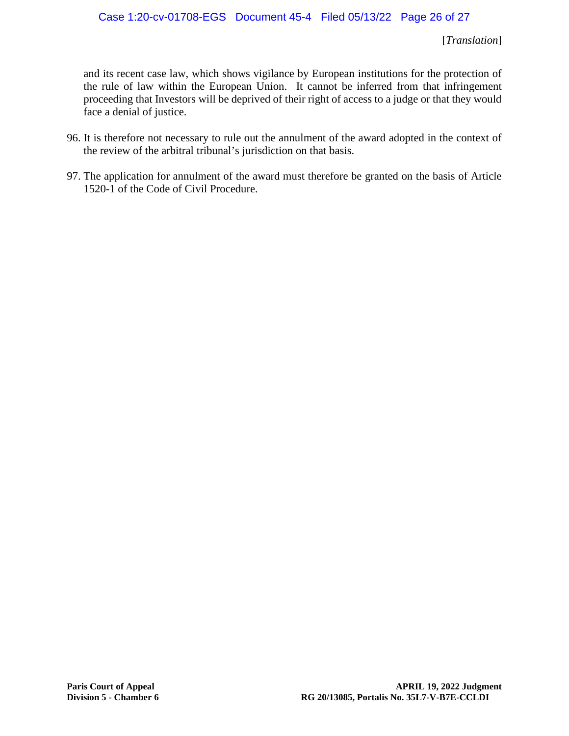[*Translation*]

and its recent case law, which shows vigilance by European institutions for the protection of the rule of law within the European Union. It cannot be inferred from that infringement proceeding that Investors will be deprived of their right of access to a judge or that they would face a denial of justice.

96. It is therefore not necessary to rule out the annulment of the award adopted in the context of the review of the arbitral tribunal's jurisdiction on that basis.

97. The application for annulment of the award must therefore be granted on the basis of Article 1520-1 of the Code of Civil Procedure.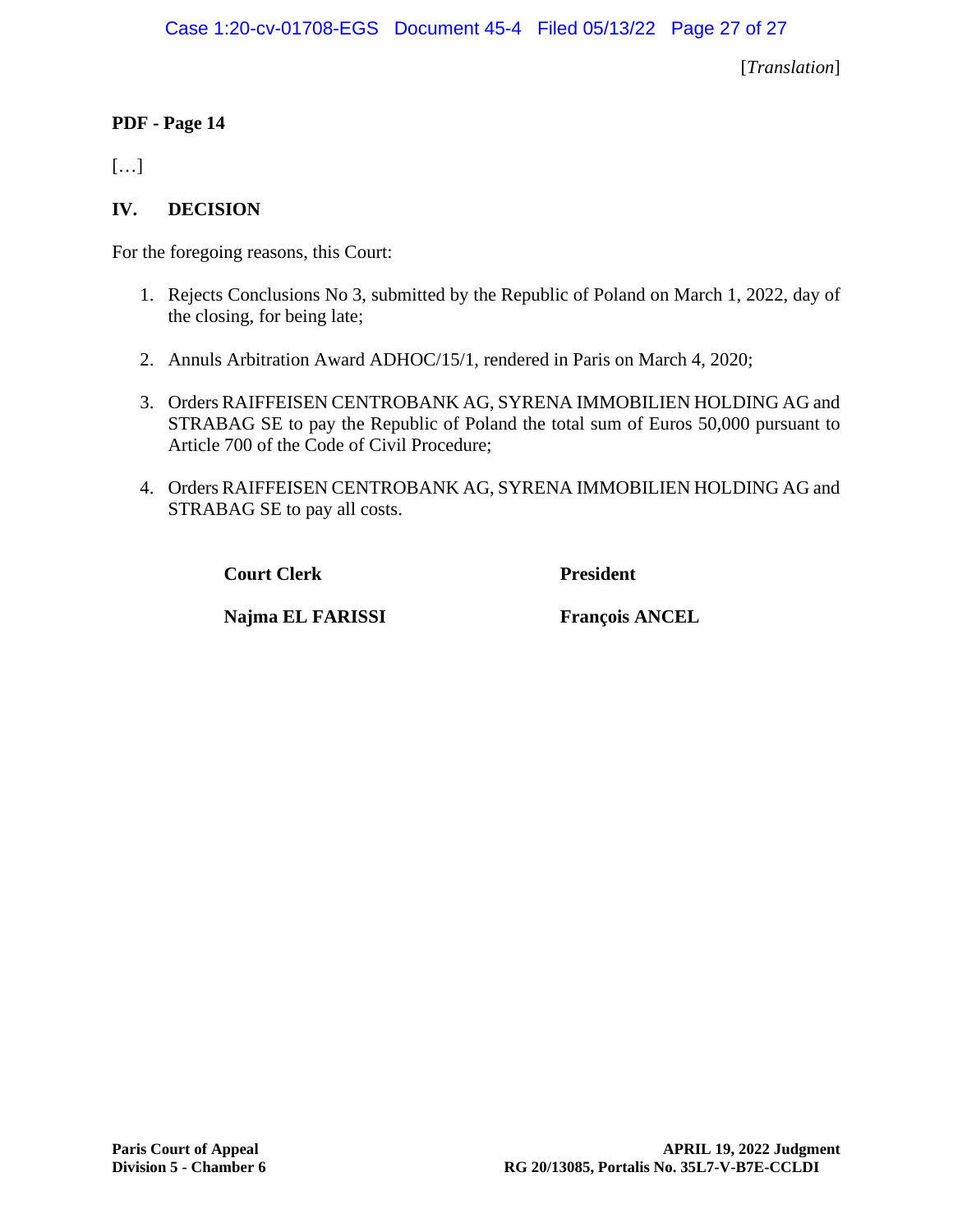[*Translation*]

**PDF - Page 14**

[…]

## IV. DECISION

For the foregoing reasons, this Court:

1. Rejects Conclusions No 3, submitted by the Republic of Poland on March 1, 2022, day of the closing, for being late;

2. Annuls Arbitration Award ADHOC/15/1, rendered in Paris on March 4, 2020;

3. Orders RAIFFEISEN CENTROBANK AG, SYRENA IMMOBILIEN HOLDING AG and STRABAG SE to pay the Republic of Poland the total sum of Euros 50,000 pursuant to Article 700 of the Code of Civil Procedure;

4. Orders RAIFFEISEN CENTROBANK AG, SYRENA IMMOBILIEN HOLDING AG and STRABAG SE to pay all costs.

**Court Clerk** **President**

**Najma EL FARISSI** **François ANCEL**

**Paris Court of Appeal**
**Division 5 - Chamber 6**

**APRIL 19, 2022 Judgment**
**RG 20/13085, Portalis No. 35L7-V-B7E-CCLDI**